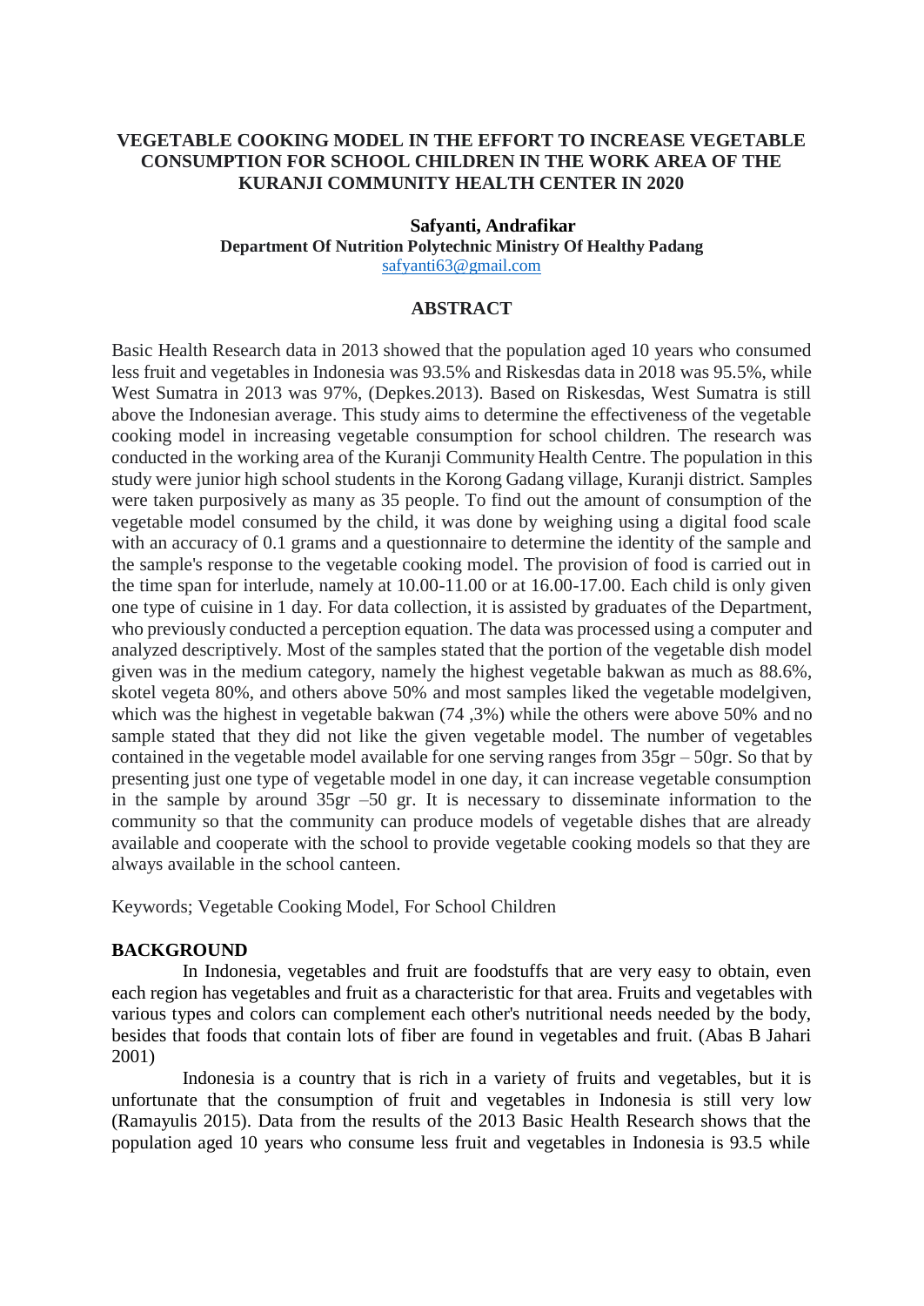# VEGETABLE COOKING MODEL IN THE EFFORT TO INCREASE VEGETABLE CONSUMPTION FOR SCHOOL CHILDREN IN THE WORK AREA OF THE KURANJI COMMUNITY HEALTH CENTER IN 2020

**Safyanti, Andrafikar**

**Department Of Nutrition Polytechnic Ministry Of Healthy Padang**

safyanti63@gmail.com

## ABSTRACT

Basic Health Research data in 2013 showed that the population aged 10 years who consumed less fruit and vegetables in Indonesia was 93.5% and Riskesdas data in 2018 was 95.5%, while West Sumatra in 2013 was 97%, (Depkes.2013). Based on Riskesdas, West Sumatra is still above the Indonesian average. This study aims to determine the effectiveness of the vegetable cooking model in increasing vegetable consumption for school children. The research was conducted in the working area of the Kuranji Community Health Centre. The population in this study were junior high school students in the Korong Gadang village, Kuranji district. Samples were taken purposively as many as 35 people. To find out the amount of consumption of the vegetable model consumed by the child, it was done by weighing using a digital food scale with an accuracy of 0.1 grams and a questionnaire to determine the identity of the sample and the sample's response to the vegetable cooking model. The provision of food is carried out in the time span for interlude, namely at 10.00-11.00 or at 16.00-17.00. Each child is only given one type of cuisine in 1 day. For data collection, it is assisted by graduates of the Department, who previously conducted a perception equation. The data was processed using a computer and analyzed descriptively. Most of the samples stated that the portion of the vegetable dish model given was in the medium category, namely the highest vegetable bakwan as much as 88.6%, skotel vegeta 80%, and others above 50% and most samples liked the vegetable modelgiven, which was the highest in vegetable bakwan (74 ,3%) while the others were above 50% and no sample stated that they did not like the given vegetable model. The number of vegetables contained in the vegetable model available for one serving ranges from 35gr – 50gr. So that by presenting just one type of vegetable model in one day, it can increase vegetable consumption in the sample by around 35gr –50 gr. It is necessary to disseminate information to the community so that the community can produce models of vegetable dishes that are already available and cooperate with the school to provide vegetable cooking models so that they are always available in the school canteen.

Keywords; Vegetable Cooking Model, For School Children

## BACKGROUND

In Indonesia, vegetables and fruit are foodstuffs that are very easy to obtain, even each region has vegetables and fruit as a characteristic for that area. Fruits and vegetables with various types and colors can complement each other's nutritional needs needed by the body, besides that foods that contain lots of fiber are found in vegetables and fruit. (Abas B Jahari 2001)

Indonesia is a country that is rich in a variety of fruits and vegetables, but it is unfortunate that the consumption of fruit and vegetables in Indonesia is still very low (Ramayulis 2015). Data from the results of the 2013 Basic Health Research shows that the population aged 10 years who consume less fruit and vegetables in Indonesia is 93.5 while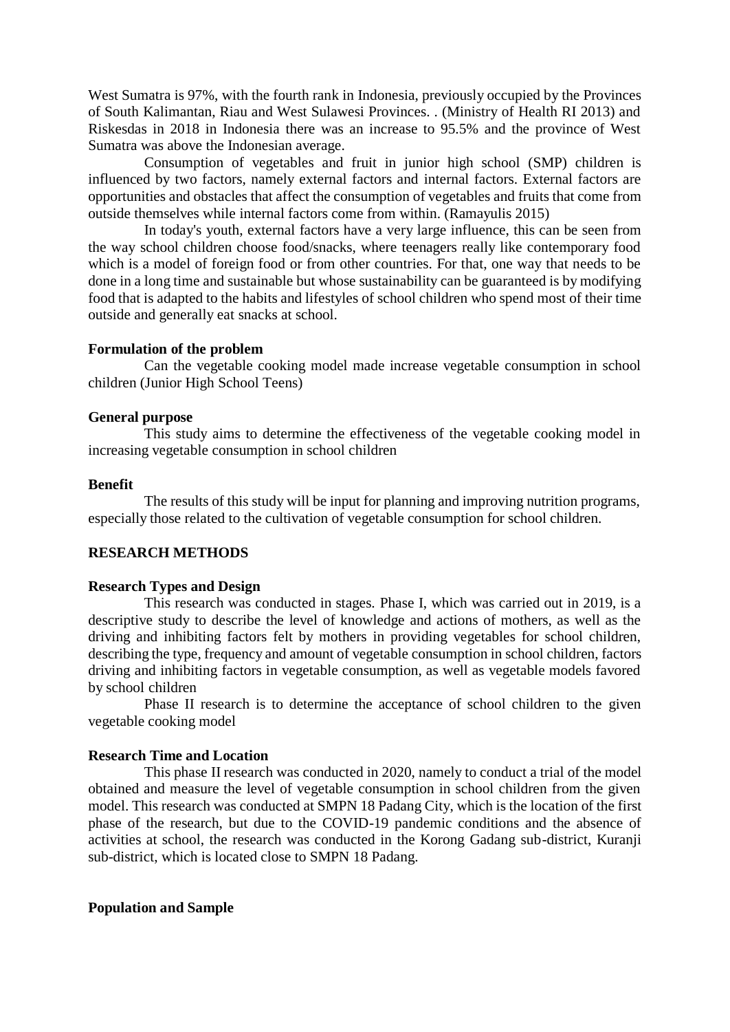West Sumatra is 97%, with the fourth rank in Indonesia, previously occupied by the Provinces of South Kalimantan, Riau and West Sulawesi Provinces. . (Ministry of Health RI 2013) and Riskesdas in 2018 in Indonesia there was an increase to 95.5% and the province of West Sumatra was above the Indonesian average.

Consumption of vegetables and fruit in junior high school (SMP) children is influenced by two factors, namely external factors and internal factors. External factors are opportunities and obstacles that affect the consumption of vegetables and fruits that come from outside themselves while internal factors come from within. (Ramayulis 2015)

In today's youth, external factors have a very large influence, this can be seen from the way school children choose food/snacks, where teenagers really like contemporary food which is a model of foreign food or from other countries. For that, one way that needs to be done in a long time and sustainable but whose sustainability can be guaranteed is by modifying food that is adapted to the habits and lifestyles of school children who spend most of their time outside and generally eat snacks at school.

**Formulation of the problem**

Can the vegetable cooking model made increase vegetable consumption in school children (Junior High School Teens)

**General purpose**

This study aims to determine the effectiveness of the vegetable cooking model in increasing vegetable consumption in school children

**Benefit**

The results of this study will be input for planning and improving nutrition programs, especially those related to the cultivation of vegetable consumption for school children.

## RESEARCH METHODS

**Research Types and Design**

This research was conducted in stages. Phase I, which was carried out in 2019, is a descriptive study to describe the level of knowledge and actions of mothers, as well as the driving and inhibiting factors felt by mothers in providing vegetables for school children, describing the type, frequency and amount of vegetable consumption in school children, factors driving and inhibiting factors in vegetable consumption, as well as vegetable models favored by school children

Phase II research is to determine the acceptance of school children to the given vegetable cooking model

**Research Time and Location**

This phase II research was conducted in 2020, namely to conduct a trial of the model obtained and measure the level of vegetable consumption in school children from the given model. This research was conducted at SMPN 18 Padang City, which is the location of the first phase of the research, but due to the COVID-19 pandemic conditions and the absence of activities at school, the research was conducted in the Korong Gadang sub-district, Kuranji sub-district, which is located close to SMPN 18 Padang.

**Population and Sample**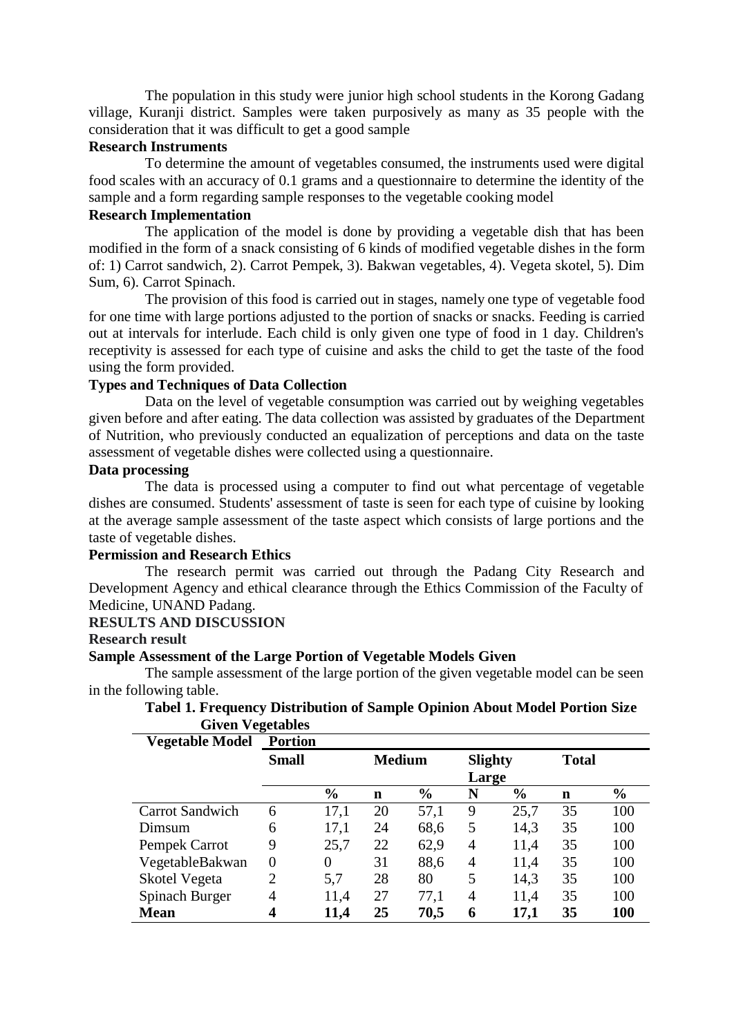The population in this study were junior high school students in the Korong Gadang village, Kuranji district. Samples were taken purposively as many as 35 people with the consideration that it was difficult to get a good sample

**Research Instruments**

To determine the amount of vegetables consumed, the instruments used were digital food scales with an accuracy of 0.1 grams and a questionnaire to determine the identity of the sample and a form regarding sample responses to the vegetable cooking model

**Research Implementation**

The application of the model is done by providing a vegetable dish that has been modified in the form of a snack consisting of 6 kinds of modified vegetable dishes in the form of: 1) Carrot sandwich, 2). Carrot Pempek, 3). Bakwan vegetables, 4). Vegeta skotel, 5). Dim Sum, 6). Carrot Spinach.

The provision of this food is carried out in stages, namely one type of vegetable food for one time with large portions adjusted to the portion of snacks or snacks. Feeding is carried out at intervals for interlude. Each child is only given one type of food in 1 day. Children's receptivity is assessed for each type of cuisine and asks the child to get the taste of the food using the form provided.

**Types and Techniques of Data Collection**

Data on the level of vegetable consumption was carried out by weighing vegetables given before and after eating. The data collection was assisted by graduates of the Department of Nutrition, who previously conducted an equalization of perceptions and data on the taste assessment of vegetable dishes were collected using a questionnaire.

**Data processing**

The data is processed using a computer to find out what percentage of vegetable dishes are consumed. Students' assessment of taste is seen for each type of cuisine by looking at the average sample assessment of the taste aspect which consists of large portions and the taste of vegetable dishes.

**Permission and Research Ethics**

The research permit was carried out through the Padang City Research and Development Agency and ethical clearance through the Ethics Commission of the Faculty of Medicine, UNAND Padang.

**RESULTS AND DISCUSSION**

**Research result**

**Sample Assessment of the Large Portion of Vegetable Models Given**

The sample assessment of the large portion of the given vegetable model can be seen in the following table.

**Tabel 1. Frequency Distribution of Sample Opinion About Model Portion Size Given Vegetables**

| Vegetable Model | Portion | | | | | | | |
|---|---|---|---|---|---|---|---|---|
| | Small | | Medium | | Slighty Large | | Total | |
| | | % | n | % | N | % | n | % |
| Carrot Sandwich | 6 | 17,1 | 20 | 57,1 | 9 | 25,7 | 35 | 100 |
| Dimsum | 6 | 17,1 | 24 | 68,6 | 5 | 14,3 | 35 | 100 |
| Pempek Carrot | 9 | 25,7 | 22 | 62,9 | 4 | 11,4 | 35 | 100 |
| VegetableBakwan | 0 | 0 | 31 | 88,6 | 4 | 11,4 | 35 | 100 |
| Skotel Vegeta | 2 | 5,7 | 28 | 80 | 5 | 14,3 | 35 | 100 |
| Spinach Burger | 4 | 11,4 | 27 | 77,1 | 4 | 11,4 | 35 | 100 |
| **Mean** | **4** | **11,4** | **25** | **70,5** | **6** | **17,1** | **35** | **100** |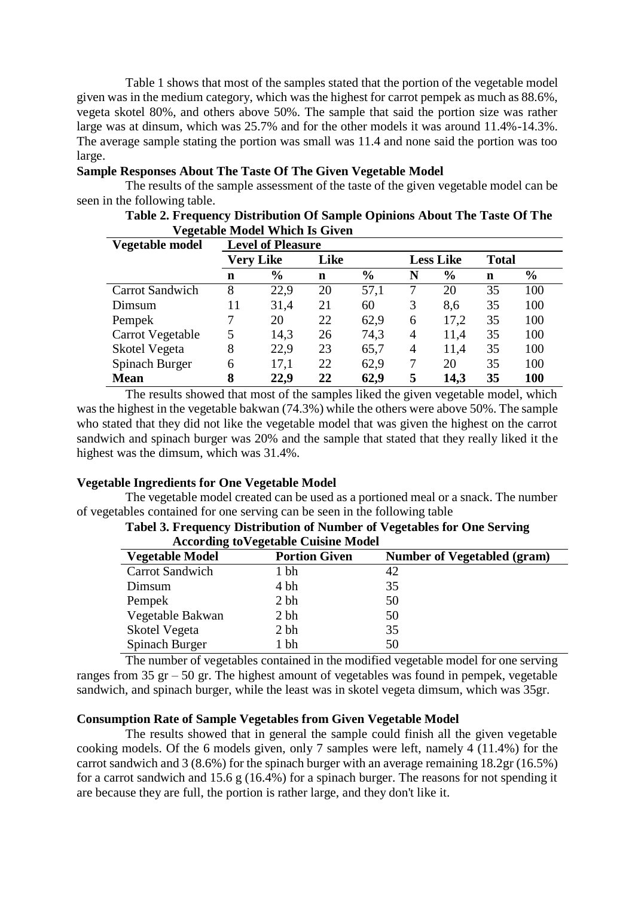Table 1 shows that most of the samples stated that the portion of the vegetable model given was in the medium category, which was the highest for carrot pempek as much as 88.6%, vegeta skotel 80%, and others above 50%. The sample that said the portion size was rather large was at dinsum, which was 25.7% and for the other models it was around 11.4%-14.3%. The average sample stating the portion was small was 11.4 and none said the portion was too large.

**Sample Responses About The Taste Of The Given Vegetable Model**

The results of the sample assessment of the taste of the given vegetable model can be seen in the following table.

**Table 2. Frequency Distribution Of Sample Opinions About The Taste Of The Vegetable Model Which Is Given**

| Vegetable model | Level of Pleasure | | | | | | | |
|---|---|---|---|---|---|---|---|---|
| | Very Like | | Like | | Less Like | | Total | |
| | n | % | n | % | N | % | n | % |
| Carrot Sandwich | 8 | 22,9 | 20 | 57,1 | 7 | 20 | 35 | 100 |
| Dimsum | 11 | 31,4 | 21 | 60 | 3 | 8,6 | 35 | 100 |
| Pempek | 7 | 20 | 22 | 62,9 | 6 | 17,2 | 35 | 100 |
| Carrot Vegetable | 5 | 14,3 | 26 | 74,3 | 4 | 11,4 | 35 | 100 |
| Skotel Vegeta | 8 | 22,9 | 23 | 65,7 | 4 | 11,4 | 35 | 100 |
| Spinach Burger | 6 | 17,1 | 22 | 62,9 | 7 | 20 | 35 | 100 |
| **Mean** | **8** | **22,9** | **22** | **62,9** | **5** | **14,3** | **35** | **100** |

The results showed that most of the samples liked the given vegetable model, which was the highest in the vegetable bakwan (74.3%) while the others were above 50%. The sample who stated that they did not like the vegetable model that was given the highest on the carrot sandwich and spinach burger was 20% and the sample that stated that they really liked it the highest was the dimsum, which was 31.4%.

**Vegetable Ingredients for One Vegetable Model**

The vegetable model created can be used as a portioned meal or a snack. The number of vegetables contained for one serving can be seen in the following table

**Tabel 3. Frequency Distribution of Number of Vegetables for One Serving According toVegetable Cuisine Model**

| Vegetable Model | Portion Given | Number of Vegetabled (gram) |
|---|---|---|
| Carrot Sandwich | 1 bh | 42 |
| Dimsum | 4 bh | 35 |
| Pempek | 2 bh | 50 |
| Vegetable Bakwan | 2 bh | 50 |
| Skotel Vegeta | 2 bh | 35 |
| Spinach Burger | 1 bh | 50 |

The number of vegetables contained in the modified vegetable model for one serving ranges from 35 gr – 50 gr. The highest amount of vegetables was found in pempek, vegetable sandwich, and spinach burger, while the least was in skotel vegeta dimsum, which was 35gr.

**Consumption Rate of Sample Vegetables from Given Vegetable Model**

The results showed that in general the sample could finish all the given vegetable cooking models. Of the 6 models given, only 7 samples were left, namely 4 (11.4%) for the carrot sandwich and 3 (8.6%) for the spinach burger with an average remaining 18.2gr (16.5%) for a carrot sandwich and 15.6 g (16.4%) for a spinach burger. The reasons for not spending it are because they are full, the portion is rather large, and they don't like it.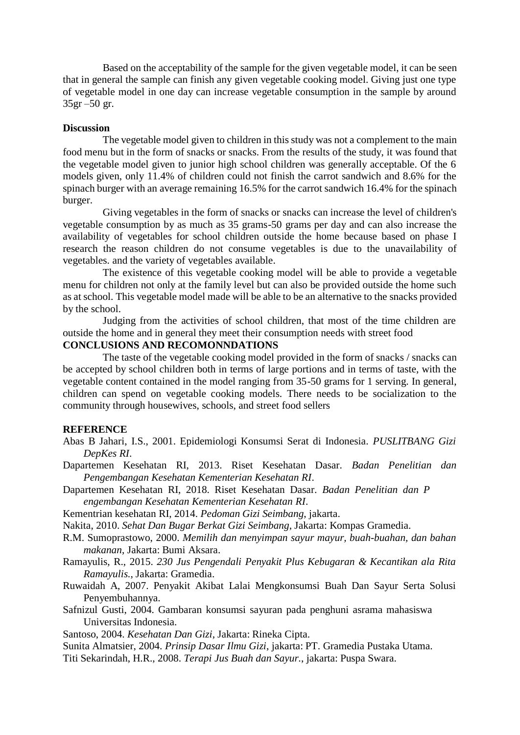Based on the acceptability of the sample for the given vegetable model, it can be seen that in general the sample can finish any given vegetable cooking model. Giving just one type of vegetable model in one day can increase vegetable consumption in the sample by around 35gr –50 gr.

**Discussion**

The vegetable model given to children in this study was not a complement to the main food menu but in the form of snacks or snacks. From the results of the study, it was found that the vegetable model given to junior high school children was generally acceptable. Of the 6 models given, only 11.4% of children could not finish the carrot sandwich and 8.6% for the spinach burger with an average remaining 16.5% for the carrot sandwich 16.4% for the spinach burger.

Giving vegetables in the form of snacks or snacks can increase the level of children's vegetable consumption by as much as 35 grams-50 grams per day and can also increase the availability of vegetables for school children outside the home because based on phase I research the reason children do not consume vegetables is due to the unavailability of vegetables. and the variety of vegetables available.

The existence of this vegetable cooking model will be able to provide a vegetable menu for children not only at the family level but can also be provided outside the home such as at school. This vegetable model made will be able to be an alternative to the snacks provided by the school.

Judging from the activities of school children, that most of the time children are outside the home and in general they meet their consumption needs with street food

**CONCLUSIONS AND RECOMONNDATIONS**

The taste of the vegetable cooking model provided in the form of snacks / snacks can be accepted by school children both in terms of large portions and in terms of taste, with the vegetable content contained in the model ranging from 35-50 grams for 1 serving. In general, children can spend on vegetable cooking models. There needs to be socialization to the community through housewives, schools, and street food sellers

**REFERENCE**

Abas B Jahari, I.S., 2001. Epidemiologi Konsumsi Serat di Indonesia. *PUSLITBANG Gizi DepKes RI*.

Dapartemen Kesehatan RI, 2013. Riset Kesehatan Dasar. *Badan Penelitian dan Pengembangan Kesehatan Kementerian Kesehatan RI*.

Dapartemen Kesehatan RI, 2018. Riset Kesehatan Dasar. *Badan Penelitian dan P engembangan Kesehatan Kementerian Kesehatan RI*.

Kementrian kesehatan RI, 2014. *Pedoman Gizi Seimbang*, jakarta.

Nakita, 2010. *Sehat Dan Bugar Berkat Gizi Seimbang*, Jakarta: Kompas Gramedia.

R.M. Sumoprastowo, 2000. *Memilih dan menyimpan sayur mayur, buah-buahan, dan bahan makanan*, Jakarta: Bumi Aksara.

Ramayulis, R., 2015. *230 Jus Pengendali Penyakit Plus Kebugaran & Kecantikan ala Rita Ramayulis.*, Jakarta: Gramedia.

Ruwaidah A, 2007. Penyakit Akibat Lalai Mengkonsumsi Buah Dan Sayur Serta Solusi Penyembuhannya.

Safnizul Gusti, 2004. Gambaran konsumsi sayuran pada penghuni asrama mahasiswa Universitas Indonesia.

Santoso, 2004. *Kesehatan Dan Gizi*, Jakarta: Rineka Cipta.

Sunita Almatsier, 2004. *Prinsip Dasar Ilmu Gizi*, jakarta: PT. Gramedia Pustaka Utama.

Titi Sekarindah, H.R., 2008. *Terapi Jus Buah dan Sayur.*, jakarta: Puspa Swara.